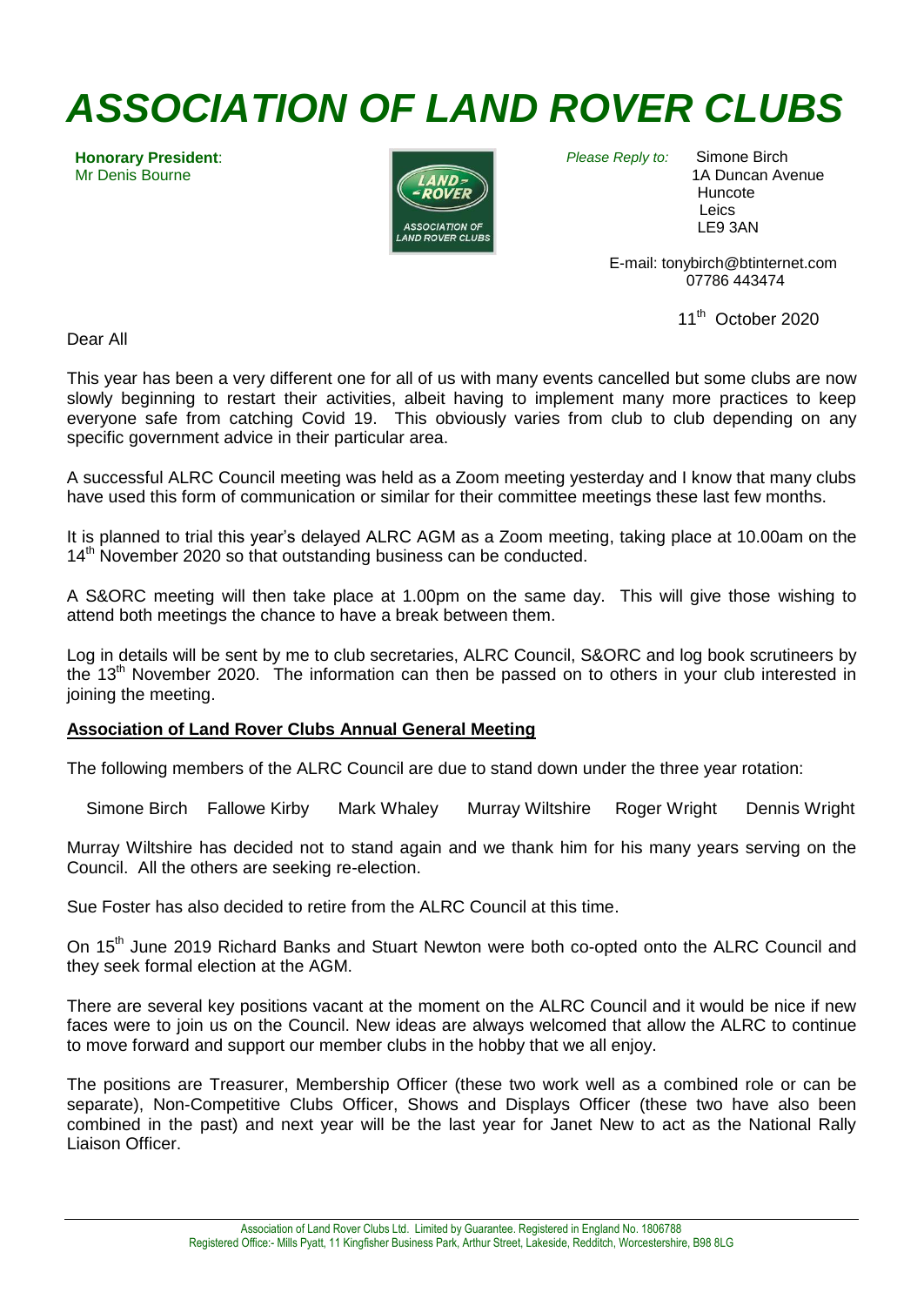# ASSOCIATION OF LAND ROVER CLUBS

**Honorary President**:
Mr Denis Bourne

*Please Reply to:* Simone Birch
1A Duncan Avenue
Huncote
Leics
LE9 3AN

E-mail: tonybirch@btinternet.com
07786 443474

11th October 2020

Dear All

This year has been a very different one for all of us with many events cancelled but some clubs are now slowly beginning to restart their activities, albeit having to implement many more practices to keep everyone safe from catching Covid 19. This obviously varies from club to club depending on any specific government advice in their particular area.

A successful ALRC Council meeting was held as a Zoom meeting yesterday and I know that many clubs have used this form of communication or similar for their committee meetings these last few months.

It is planned to trial this year's delayed ALRC AGM as a Zoom meeting, taking place at 10.00am on the 14th November 2020 so that outstanding business can be conducted.

A S&ORC meeting will then take place at 1.00pm on the same day. This will give those wishing to attend both meetings the chance to have a break between them.

Log in details will be sent by me to club secretaries, ALRC Council, S&ORC and log book scrutineers by the 13th November 2020. The information can then be passed on to others in your club interested in joining the meeting.

**Association of Land Rover Clubs Annual General Meeting**

The following members of the ALRC Council are due to stand down under the three year rotation:

Simone Birch    Fallowe Kirby    Mark Whaley    Murray Wiltshire    Roger Wright    Dennis Wright

Murray Wiltshire has decided not to stand again and we thank him for his many years serving on the Council. All the others are seeking re-election.

Sue Foster has also decided to retire from the ALRC Council at this time.

On 15th June 2019 Richard Banks and Stuart Newton were both co-opted onto the ALRC Council and they seek formal election at the AGM.

There are several key positions vacant at the moment on the ALRC Council and it would be nice if new faces were to join us on the Council. New ideas are always welcomed that allow the ALRC to continue to move forward and support our member clubs in the hobby that we all enjoy.

The positions are Treasurer, Membership Officer (these two work well as a combined role or can be separate), Non-Competitive Clubs Officer, Shows and Displays Officer (these two have also been combined in the past) and next year will be the last year for Janet New to act as the National Rally Liaison Officer.

Association of Land Rover Clubs Ltd. Limited by Guarantee. Registered in England No. 1806788
Registered Office:- Mills Pyatt, 11 Kingfisher Business Park, Arthur Street, Lakeside, Redditch, Worcestershire, B98 8LG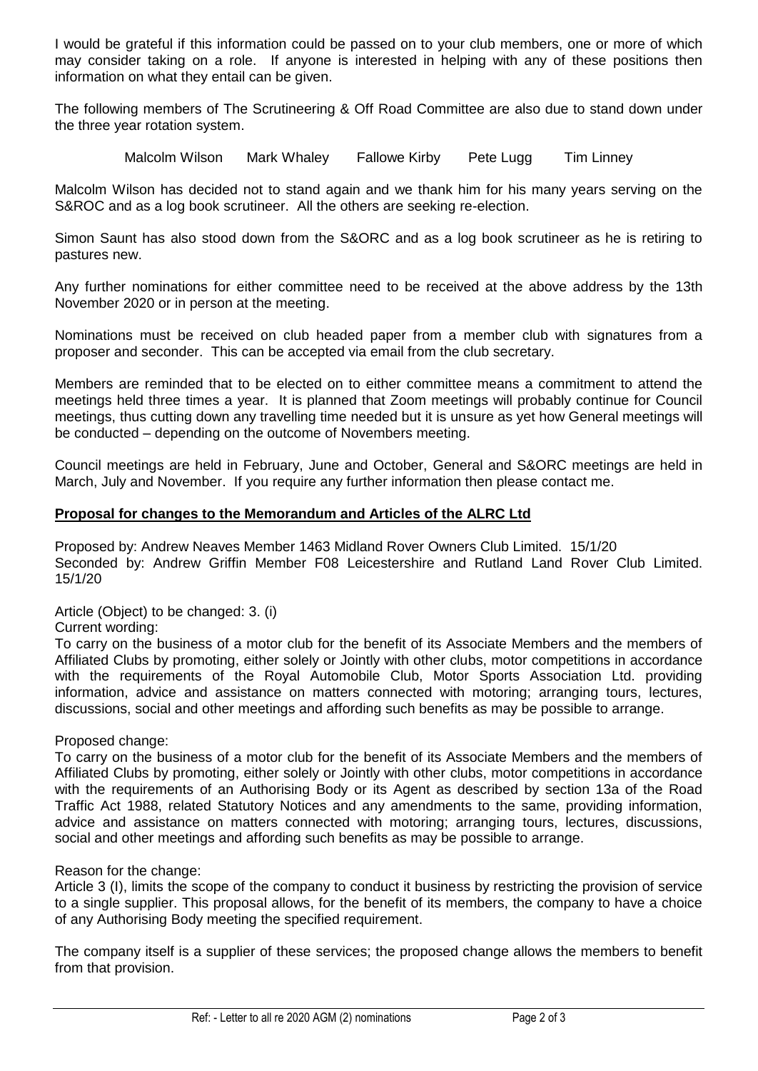I would be grateful if this information could be passed on to your club members, one or more of which may consider taking on a role. If anyone is interested in helping with any of these positions then information on what they entail can be given.

The following members of The Scrutineering & Off Road Committee are also due to stand down under the three year rotation system.

Malcolm Wilson     Mark Whaley     Fallowe Kirby     Pete Lugg     Tim Linney

Malcolm Wilson has decided not to stand again and we thank him for his many years serving on the S&ROC and as a log book scrutineer. All the others are seeking re-election.

Simon Saunt has also stood down from the S&ORC and as a log book scrutineer as he is retiring to pastures new.

Any further nominations for either committee need to be received at the above address by the 13th November 2020 or in person at the meeting.

Nominations must be received on club headed paper from a member club with signatures from a proposer and seconder. This can be accepted via email from the club secretary.

Members are reminded that to be elected on to either committee means a commitment to attend the meetings held three times a year. It is planned that Zoom meetings will probably continue for Council meetings, thus cutting down any travelling time needed but it is unsure as yet how General meetings will be conducted – depending on the outcome of Novembers meeting.

Council meetings are held in February, June and October, General and S&ORC meetings are held in March, July and November. If you require any further information then please contact me.

**Proposal for changes to the Memorandum and Articles of the ALRC Ltd**

Proposed by: Andrew Neaves Member 1463 Midland Rover Owners Club Limited. 15/1/20
Seconded by: Andrew Griffin Member F08 Leicestershire and Rutland Land Rover Club Limited. 15/1/20

Article (Object) to be changed: 3. (i)
Current wording:
To carry on the business of a motor club for the benefit of its Associate Members and the members of Affiliated Clubs by promoting, either solely or Jointly with other clubs, motor competitions in accordance with the requirements of the Royal Automobile Club, Motor Sports Association Ltd. providing information, advice and assistance on matters connected with motoring; arranging tours, lectures, discussions, social and other meetings and affording such benefits as may be possible to arrange.

Proposed change:
To carry on the business of a motor club for the benefit of its Associate Members and the members of Affiliated Clubs by promoting, either solely or Jointly with other clubs, motor competitions in accordance with the requirements of an Authorising Body or its Agent as described by section 13a of the Road Traffic Act 1988, related Statutory Notices and any amendments to the same, providing information, advice and assistance on matters connected with motoring; arranging tours, lectures, discussions, social and other meetings and affording such benefits as may be possible to arrange.

Reason for the change:
Article 3 (I), limits the scope of the company to conduct it business by restricting the provision of service to a single supplier. This proposal allows, for the benefit of its members, the company to have a choice of any Authorising Body meeting the specified requirement.

The company itself is a supplier of these services; the proposed change allows the members to benefit from that provision.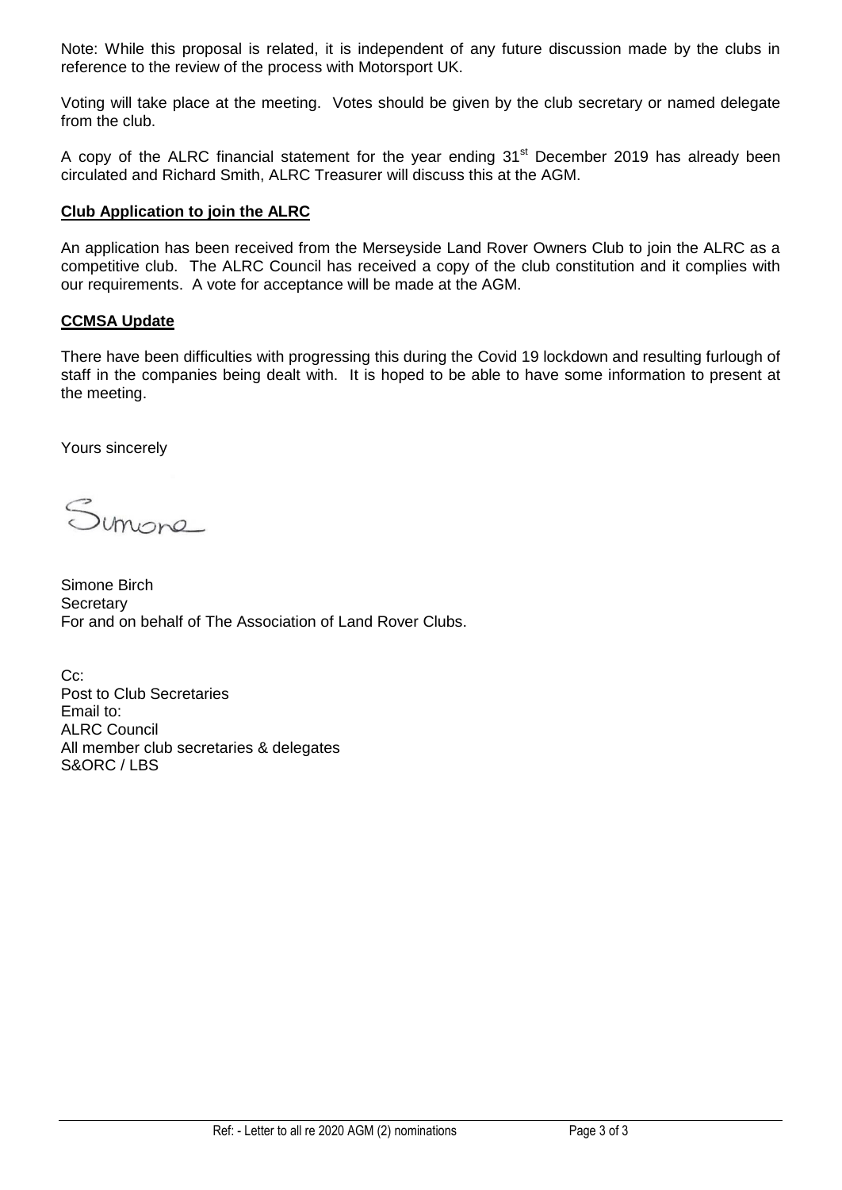Note: While this proposal is related, it is independent of any future discussion made by the clubs in reference to the review of the process with Motorsport UK.

Voting will take place at the meeting. Votes should be given by the club secretary or named delegate from the club.

A copy of the ALRC financial statement for the year ending 31st December 2019 has already been circulated and Richard Smith, ALRC Treasurer will discuss this at the AGM.

**Club Application to join the ALRC**

An application has been received from the Merseyside Land Rover Owners Club to join the ALRC as a competitive club. The ALRC Council has received a copy of the club constitution and it complies with our requirements. A vote for acceptance will be made at the AGM.

**CCMSA Update**

There have been difficulties with progressing this during the Covid 19 lockdown and resulting furlough of staff in the companies being dealt with. It is hoped to be able to have some information to present at the meeting.

Yours sincerely

Simone

Simone Birch
Secretary
For and on behalf of The Association of Land Rover Clubs.

Cc:
Post to Club Secretaries
Email to:
ALRC Council
All member club secretaries & delegates
S&ORC / LBS